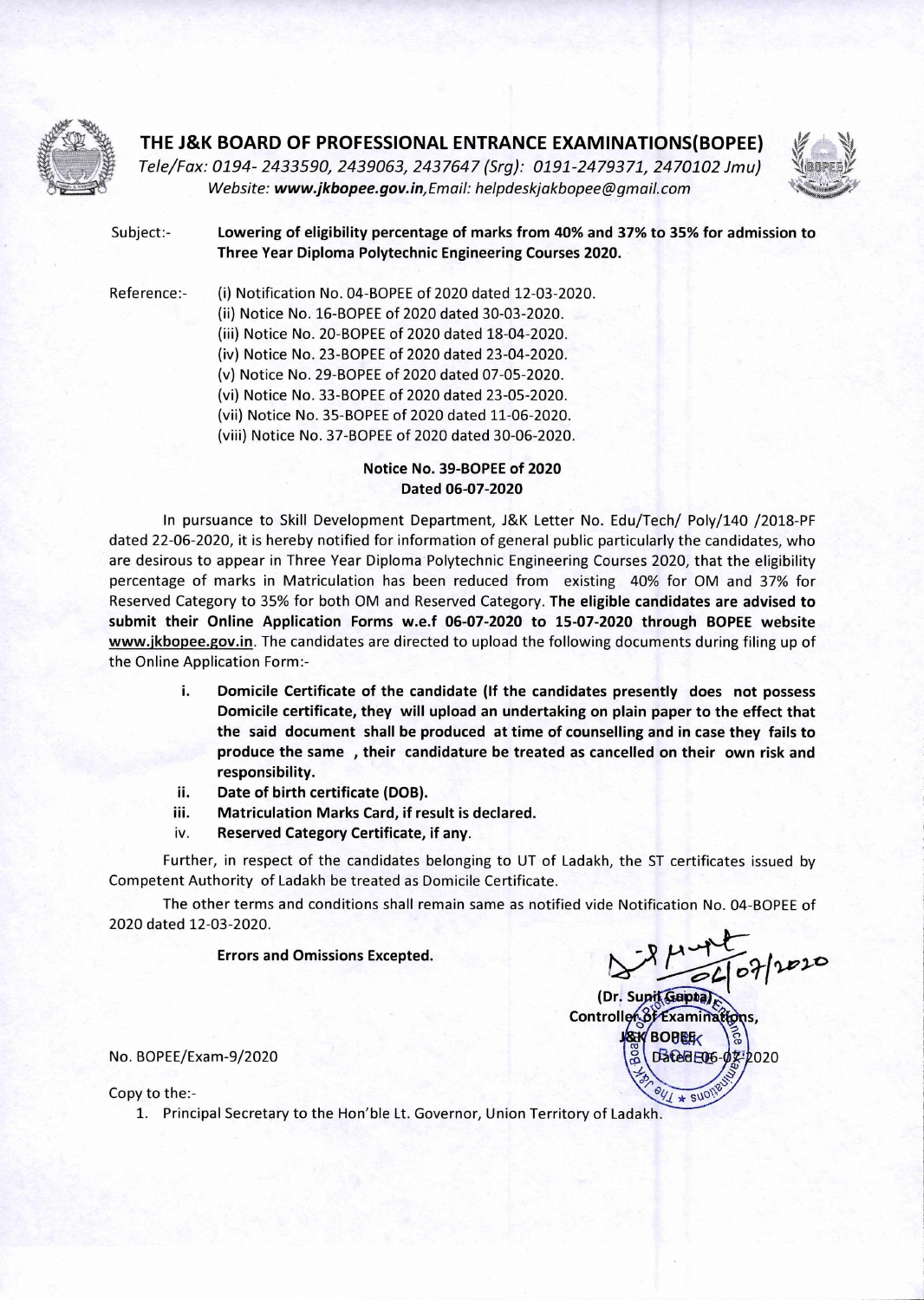# THE J&K BOARD OF PROFESSIONAL ENTRANCE EXAMINATIONS(BOPEE)

*Tele/Fax: 0194- 2433590, 2439063, 2437647 (Srg): 0191-2479371, 2470102 Jmu)*
*Website: **www.jkbopee.gov.in**, Email: helpdeskjakbopee@gmail.com*

Subject:- **Lowering of eligibility percentage of marks from 40% and 37% to 35% for admission to Three Year Diploma Polytechnic Engineering Courses 2020.**

Reference:-
(i) Notification No. 04-BOPEE of 2020 dated 12-03-2020.
(ii) Notice No. 16-BOPEE of 2020 dated 30-03-2020.
(iii) Notice No. 20-BOPEE of 2020 dated 18-04-2020.
(iv) Notice No. 23-BOPEE of 2020 dated 23-04-2020.
(v) Notice No. 29-BOPEE of 2020 dated 07-05-2020.
(vi) Notice No. 33-BOPEE of 2020 dated 23-05-2020.
(vii) Notice No. 35-BOPEE of 2020 dated 11-06-2020.
(viii) Notice No. 37-BOPEE of 2020 dated 30-06-2020.

**Notice No. 39-BOPEE of 2020**
**Dated 06-07-2020**

In pursuance to Skill Development Department, J&K Letter No. Edu/Tech/ Poly/140 /2018-PF dated 22-06-2020, it is hereby notified for information of general public particularly the candidates, who are desirous to appear in Three Year Diploma Polytechnic Engineering Courses 2020, that the eligibility percentage of marks in Matriculation has been reduced from existing 40% for OM and 37% for Reserved Category to 35% for both OM and Reserved Category. **The eligible candidates are advised to submit their Online Application Forms w.e.f 06-07-2020 to 15-07-2020 through BOPEE website** www.jkbopee.gov.in. The candidates are directed to upload the following documents during filing up of the Online Application Form:-

i. **Domicile Certificate of the candidate (If the candidates presently does not possess Domicile certificate, they will upload an undertaking on plain paper to the effect that the said document shall be produced at time of counselling and in case they fails to produce the same , their candidature be treated as cancelled on their own risk and responsibility.**
ii. **Date of birth certificate (DOB).**
iii. **Matriculation Marks Card, if result is declared.**
iv. **Reserved Category Certificate, if any.**

Further, in respect of the candidates belonging to UT of Ladakh, the ST certificates issued by Competent Authority of Ladakh be treated as Domicile Certificate.

The other terms and conditions shall remain same as notified vide Notification No. 04-BOPEE of 2020 dated 12-03-2020.

**Errors and Omissions Excepted.**

Sd/- 06/07/2020
**(Dr. Sunil Gupta)**
**Controller of Examinations,**
**J&K BOPEE**
Dated 06-07-2020

No. BOPEE/Exam-9/2020

Copy to the:-
1. Principal Secretary to the Hon'ble Lt. Governor, Union Territory of Ladakh.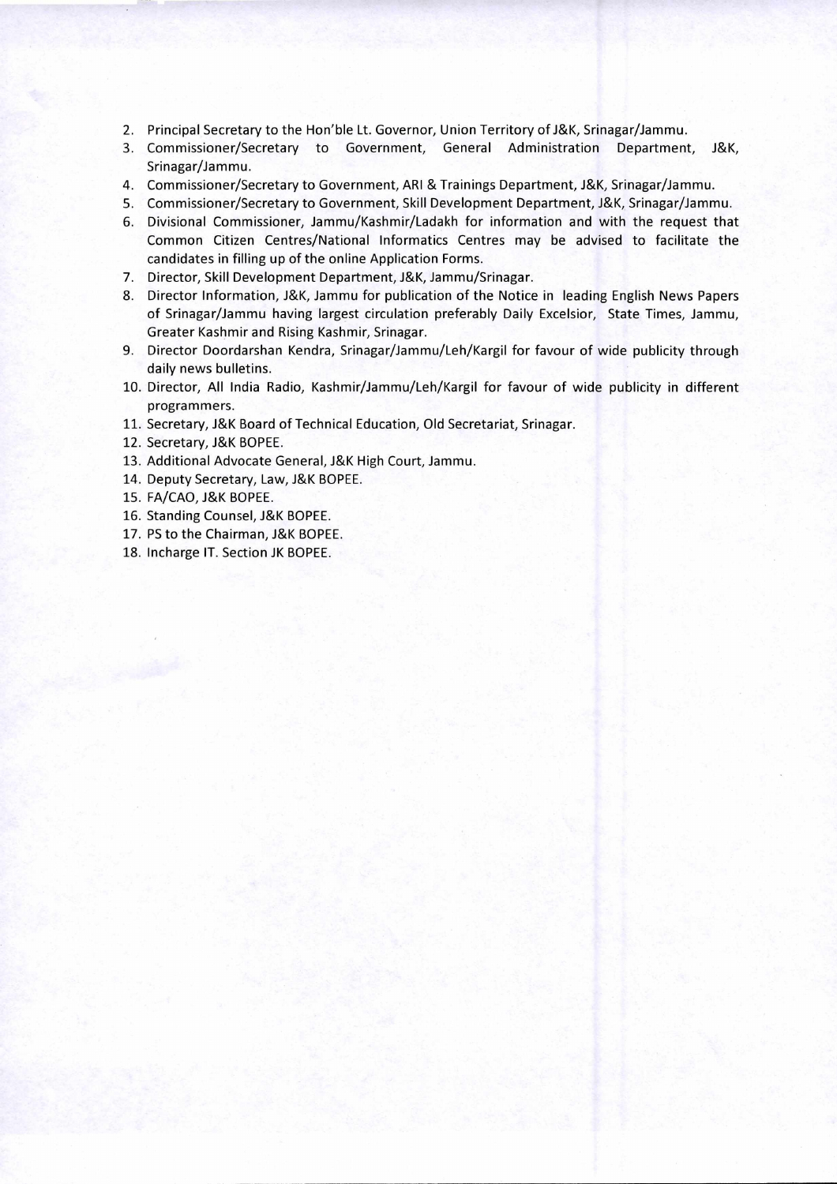2. Principal Secretary to the Hon'ble Lt. Governor, Union Territory of J&K, Srinagar/Jammu.
3. Commissioner/Secretary to Government, General Administration Department, J&K, Srinagar/Jammu.
4. Commissioner/Secretary to Government, ARI & Trainings Department, J&K, Srinagar/Jammu.
5. Commissioner/Secretary to Government, Skill Development Department, J&K, Srinagar/Jammu.
6. Divisional Commissioner, Jammu/Kashmir/Ladakh for information and with the request that Common Citizen Centres/National Informatics Centres may be advised to facilitate the candidates in filling up of the online Application Forms.
7. Director, Skill Development Department, J&K, Jammu/Srinagar.
8. Director Information, J&K, Jammu for publication of the Notice in leading English News Papers of Srinagar/Jammu having largest circulation preferably Daily Excelsior, State Times, Jammu, Greater Kashmir and Rising Kashmir, Srinagar.
9. Director Doordarshan Kendra, Srinagar/Jammu/Leh/Kargil for favour of wide publicity through daily news bulletins.
10. Director, All India Radio, Kashmir/Jammu/Leh/Kargil for favour of wide publicity in different programmers.
11. Secretary, J&K Board of Technical Education, Old Secretariat, Srinagar.
12. Secretary, J&K BOPEE.
13. Additional Advocate General, J&K High Court, Jammu.
14. Deputy Secretary, Law, J&K BOPEE.
15. FA/CAO, J&K BOPEE.
16. Standing Counsel, J&K BOPEE.
17. PS to the Chairman, J&K BOPEE.
18. Incharge IT. Section JK BOPEE.